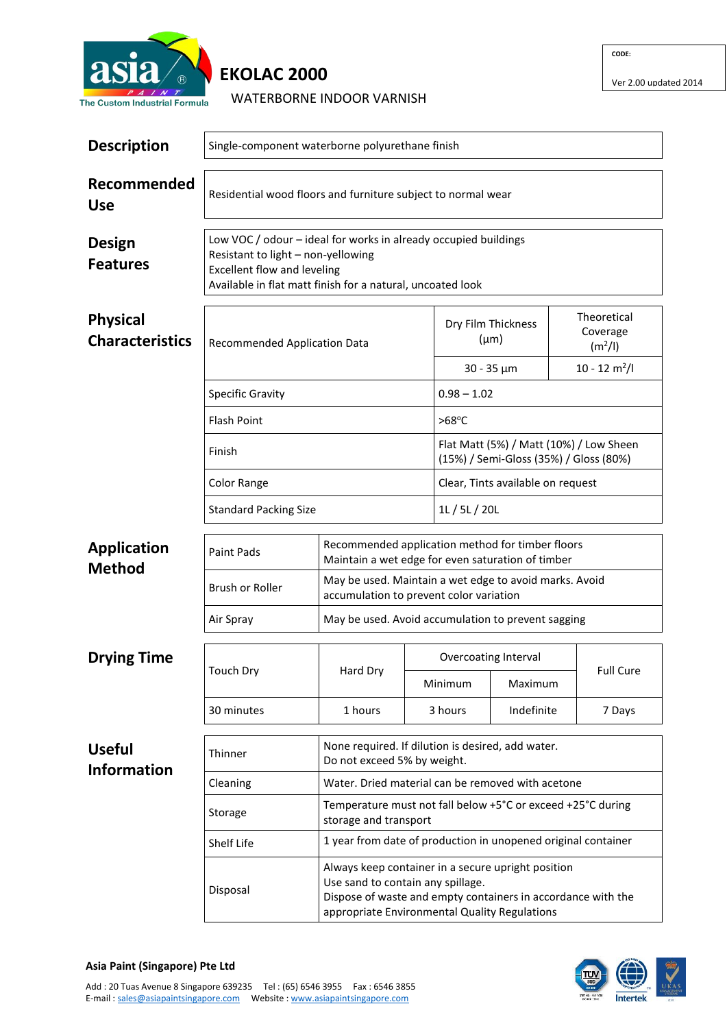asia PAINT — The Custom Industrial Formula

# EKOLAC 2000

WATERBORNE INDOOR VARNISH

CODE:
Ver 2.00 updated 2014

## Description

Single-component waterborne polyurethane finish

## Recommended Use

Residential wood floors and furniture subject to normal wear

## Design Features

Low VOC / odour – ideal for works in already occupied buildings
Resistant to light – non-yellowing
Excellent flow and leveling
Available in flat matt finish for a natural, uncoated look

## Physical Characteristics

| Recommended Application Data | Dry Film Thickness (µm) | Theoretical Coverage ($m^2/l$) |
|---|---|---|
| | 30 - 35 µm | 10 - 12 $m^2/l$ |
| Specific Gravity | 0.98 – 1.02 | |
| Flash Point | >68°C | |
| Finish | Flat Matt (5%) / Matt (10%) / Low Sheen (15%) / Semi-Gloss (35%) / Gloss (80%) | |
| Color Range | Clear, Tints available on request | |
| Standard Packing Size | 1L / 5L / 20L | |

## Application Method

| Method | Notes |
|---|---|
| Paint Pads | Recommended application method for timber floors<br>Maintain a wet edge for even saturation of timber |
| Brush or Roller | May be used. Maintain a wet edge to avoid marks. Avoid accumulation to prevent color variation |
| Air Spray | May be used. Avoid accumulation to prevent sagging |

## Drying Time

| Touch Dry | Hard Dry | Overcoating Interval | | Full Cure |
|---|---|---|---|---|
| | | Minimum | Maximum | |
| 30 minutes | 1 hours | 3 hours | Indefinite | 7 Days |

## Useful Information

| Item | Details |
|---|---|
| Thinner | None required. If dilution is desired, add water.<br>Do not exceed 5% by weight. |
| Cleaning | Water. Dried material can be removed with acetone |
| Storage | Temperature must not fall below +5°C or exceed +25°C during storage and transport |
| Shelf Life | 1 year from date of production in unopened original container |
| Disposal | Always keep container in a secure upright position<br>Use sand to contain any spillage.<br>Dispose of waste and empty containers in accordance with the appropriate Environmental Quality Regulations |

**Asia Paint (Singapore) Pte Ltd**

Add : 20 Tuas Avenue 8 Singapore 639235  Tel : (65) 6546 3955  Fax : 6546 3855
E-mail : sales@asiapaintsingapore.com  Website : www.asiapaintsingapore.com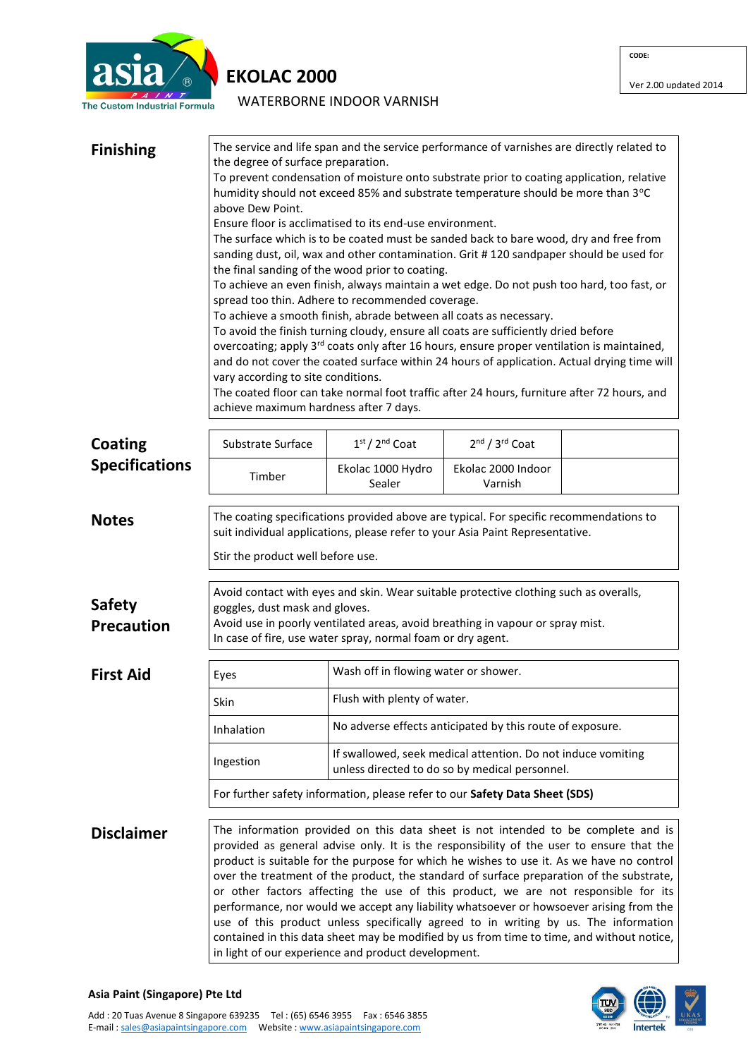**EKOLAC 2000**

WATERBORNE INDOOR VARNISH

CODE:

Ver 2.00 updated 2014

## Finishing

The service and life span and the service performance of varnishes are directly related to the degree of surface preparation.
To prevent condensation of moisture onto substrate prior to coating application, relative humidity should not exceed 85% and substrate temperature should be more than 3°C above Dew Point.
Ensure floor is acclimatised to its end-use environment.
The surface which is to be coated must be sanded back to bare wood, dry and free from sanding dust, oil, wax and other contamination. Grit # 120 sandpaper should be used for the final sanding of the wood prior to coating.
To achieve an even finish, always maintain a wet edge. Do not push too hard, too fast, or spread too thin. Adhere to recommended coverage.
To achieve a smooth finish, abrade between all coats as necessary.
To avoid the finish turning cloudy, ensure all coats are sufficiently dried before overcoating; apply 3rd coats only after 16 hours, ensure proper ventilation is maintained, and do not cover the coated surface within 24 hours of application. Actual drying time will vary according to site conditions.
The coated floor can take normal foot traffic after 24 hours, furniture after 72 hours, and achieve maximum hardness after 7 days.

## Coating Specifications

| Substrate Surface | 1st / 2nd Coat | 2nd / 3rd Coat | |
|---|---|---|---|
| Timber | Ekolac 1000 Hydro Sealer | Ekolac 2000 Indoor Varnish | |

## Notes

The coating specifications provided above are typical. For specific recommendations to suit individual applications, please refer to your Asia Paint Representative.

Stir the product well before use.

## Safety Precaution

Avoid contact with eyes and skin. Wear suitable protective clothing such as overalls, goggles, dust mask and gloves.
Avoid use in poorly ventilated areas, avoid breathing in vapour or spray mist.
In case of fire, use water spray, normal foam or dry agent.

## First Aid

| | |
|---|---|
| Eyes | Wash off in flowing water or shower. |
| Skin | Flush with plenty of water. |
| Inhalation | No adverse effects anticipated by this route of exposure. |
| Ingestion | If swallowed, seek medical attention. Do not induce vomiting unless directed to do so by medical personnel. |

For further safety information, please refer to our **Safety Data Sheet (SDS)**

## Disclaimer

The information provided on this data sheet is not intended to be complete and is provided as general advise only. It is the responsibility of the user to ensure that the product is suitable for the purpose for which he wishes to use it. As we have no control over the treatment of the product, the standard of surface preparation of the substrate, or other factors affecting the use of this product, we are not responsible for its performance, nor would we accept any liability whatsoever or howsoever arising from the use of this product unless specifically agreed to in writing by us. The information contained in this data sheet may be modified by us from time to time, and without notice, in light of our experience and product development.

**Asia Paint (Singapore) Pte Ltd**

Add : 20 Tuas Avenue 8 Singapore 639235 Tel : (65) 6546 3955 Fax : 6546 3855
E-mail : sales@asiapaintsingapore.com Website : www.asiapaintsingapore.com